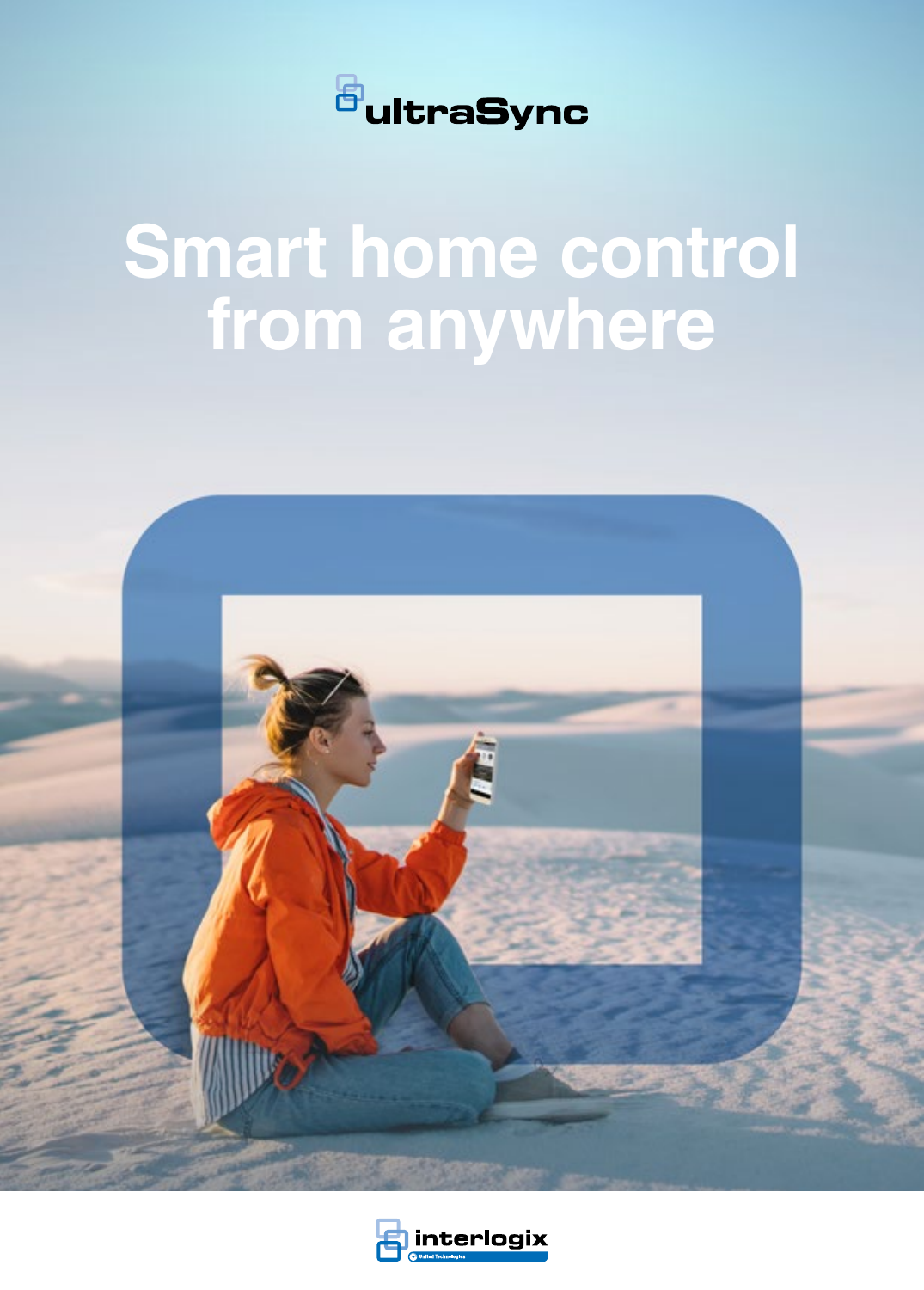ultraSync

# Smart home control from anywhere

interlogix

United Technologies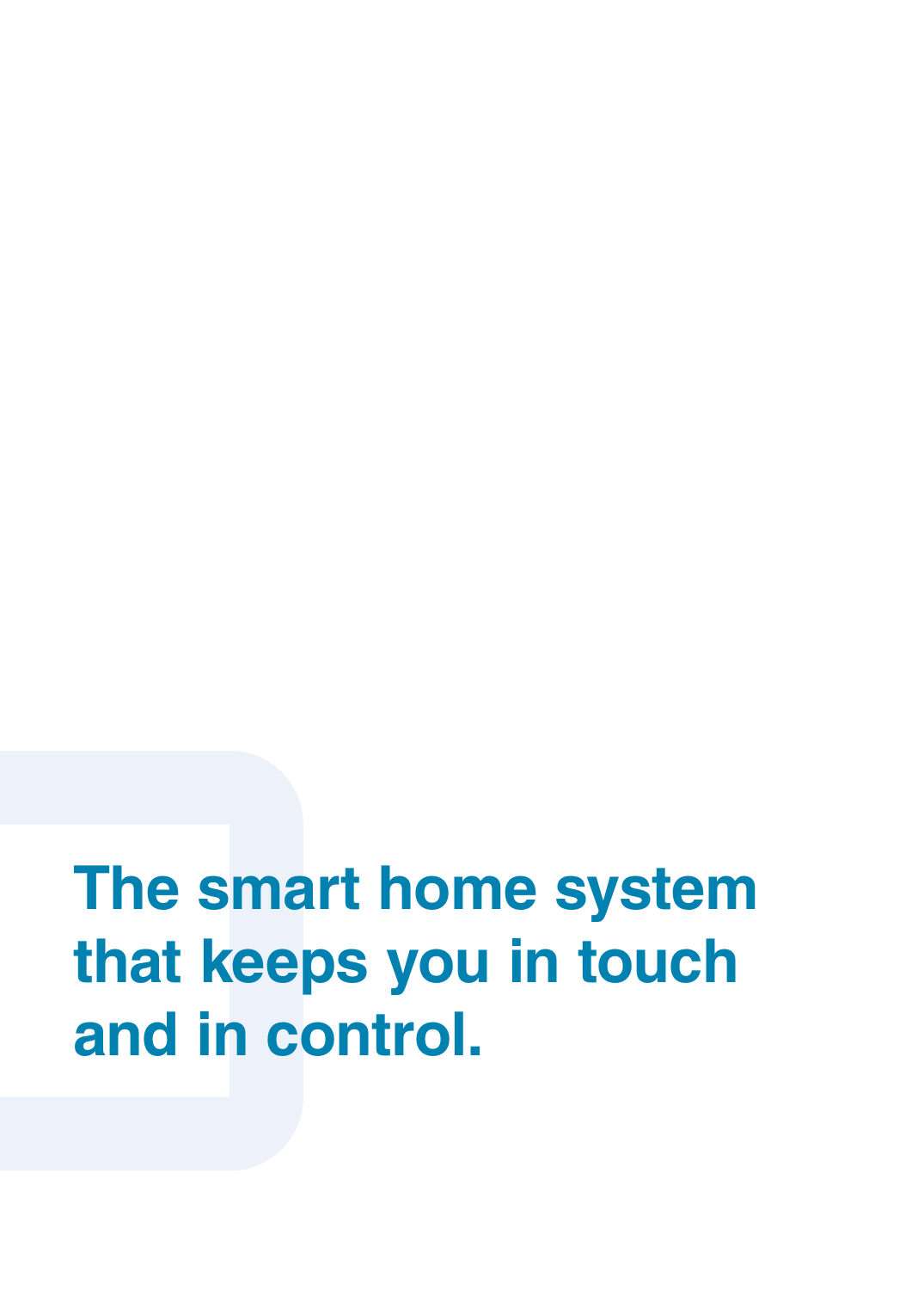# The smart home system that keeps you in touch and in control.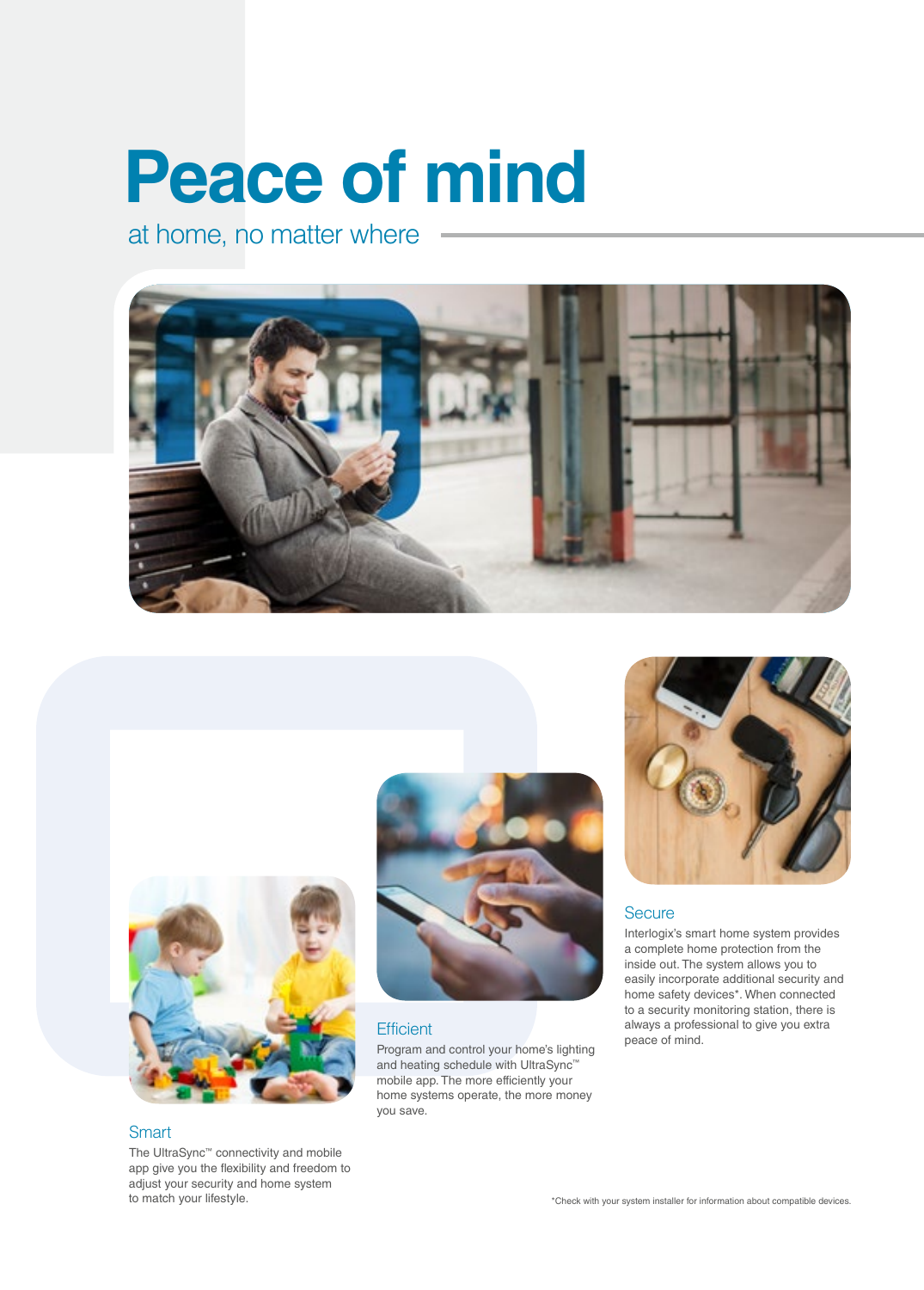# Peace of mind

## at home, no matter where

### Smart

The UltraSync™ connectivity and mobile app give you the flexibility and freedom to adjust your security and home system to match your lifestyle.

### Efficient

Program and control your home's lighting and heating schedule with UltraSync™ mobile app. The more efficiently your home systems operate, the more money you save.

### Secure

Interlogix's smart home system provides a complete home protection from the inside out. The system allows you to easily incorporate additional security and home safety devices*. When connected to a security monitoring station, there is always a professional to give you extra peace of mind.

*Check with your system installer for information about compatible devices.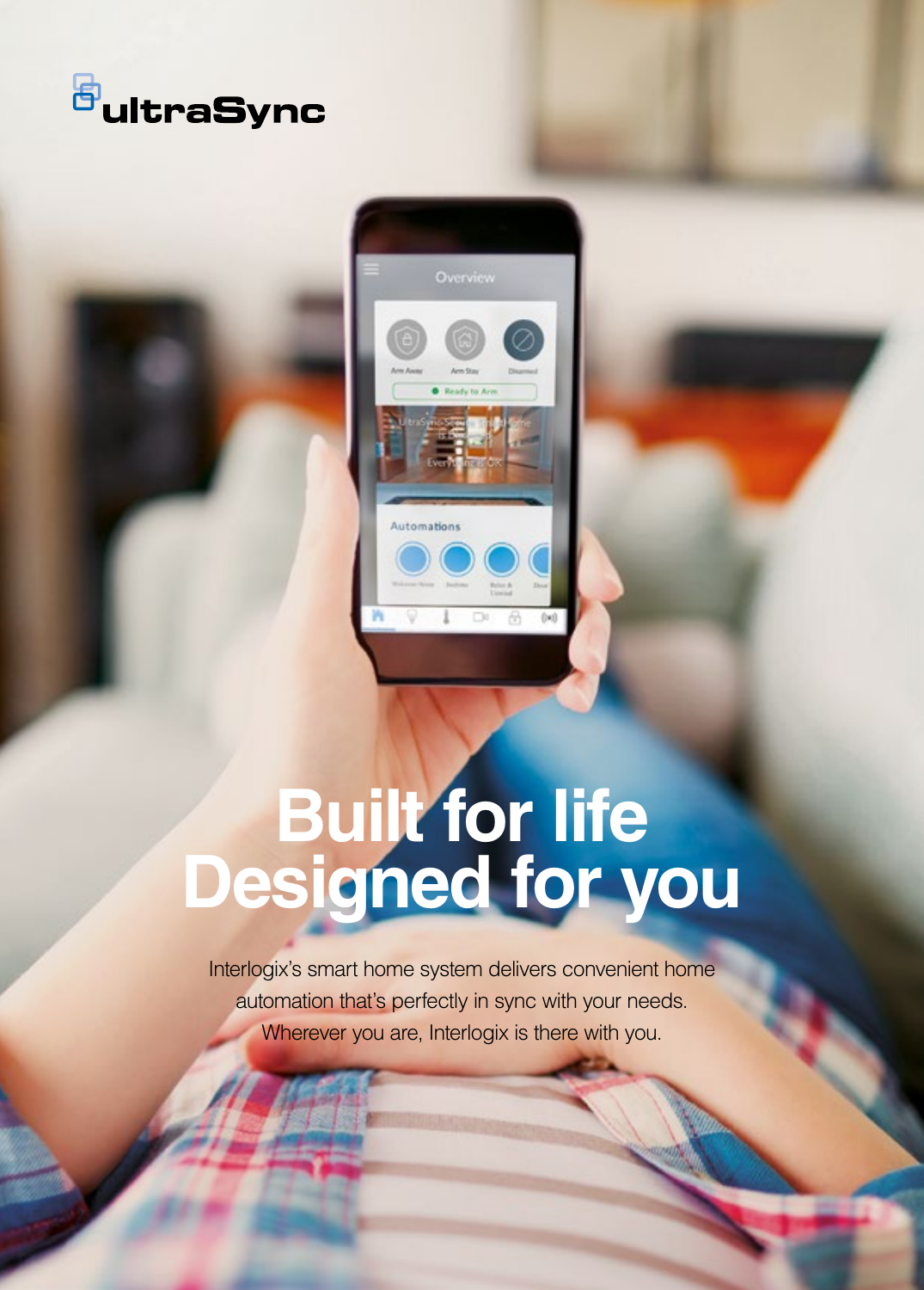ultraSync

# Built for life
# Designed for you

Interlogix's smart home system delivers convenient home automation that's perfectly in sync with your needs. Wherever you are, Interlogix is there with you.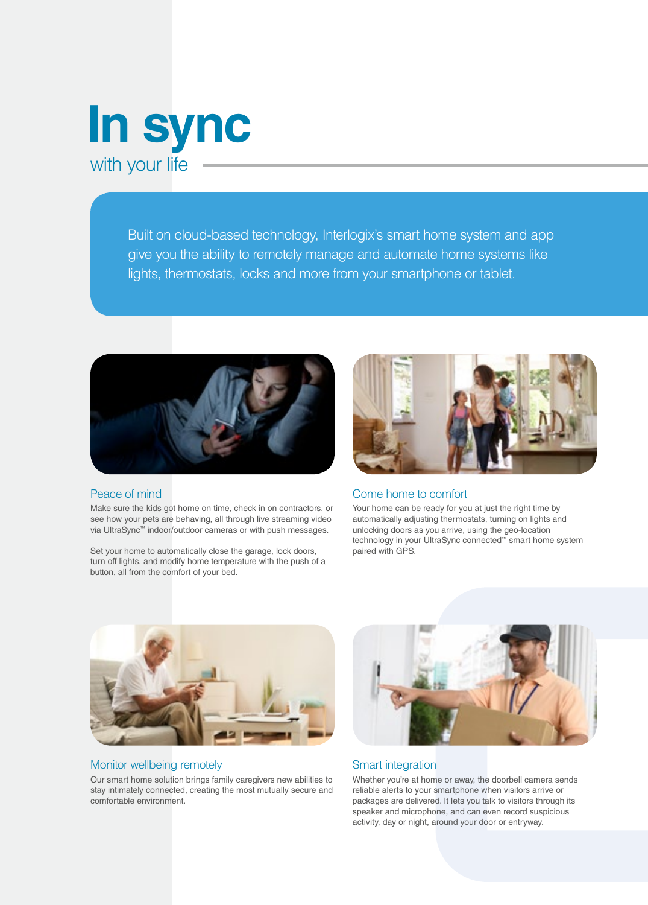# In sync

with your life

Built on cloud-based technology, Interlogix's smart home system and app give you the ability to remotely manage and automate home systems like lights, thermostats, locks and more from your smartphone or tablet.

## Peace of mind

Make sure the kids got home on time, check in on contractors, or see how your pets are behaving, all through live streaming video via UltraSync™ indoor/outdoor cameras or with push messages.

Set your home to automatically close the garage, lock doors, turn off lights, and modify home temperature with the push of a button, all from the comfort of your bed.

## Come home to comfort

Your home can be ready for you at just the right time by automatically adjusting thermostats, turning on lights and unlocking doors as you arrive, using the geo-location technology in your UltraSync connected™ smart home system paired with GPS.

## Monitor wellbeing remotely

Our smart home solution brings family caregivers new abilities to stay intimately connected, creating the most mutually secure and comfortable environment.

## Smart integration

Whether you're at home or away, the doorbell camera sends reliable alerts to your smartphone when visitors arrive or packages are delivered. It lets you talk to visitors through its speaker and microphone, and can even record suspicious activity, day or night, around your door or entryway.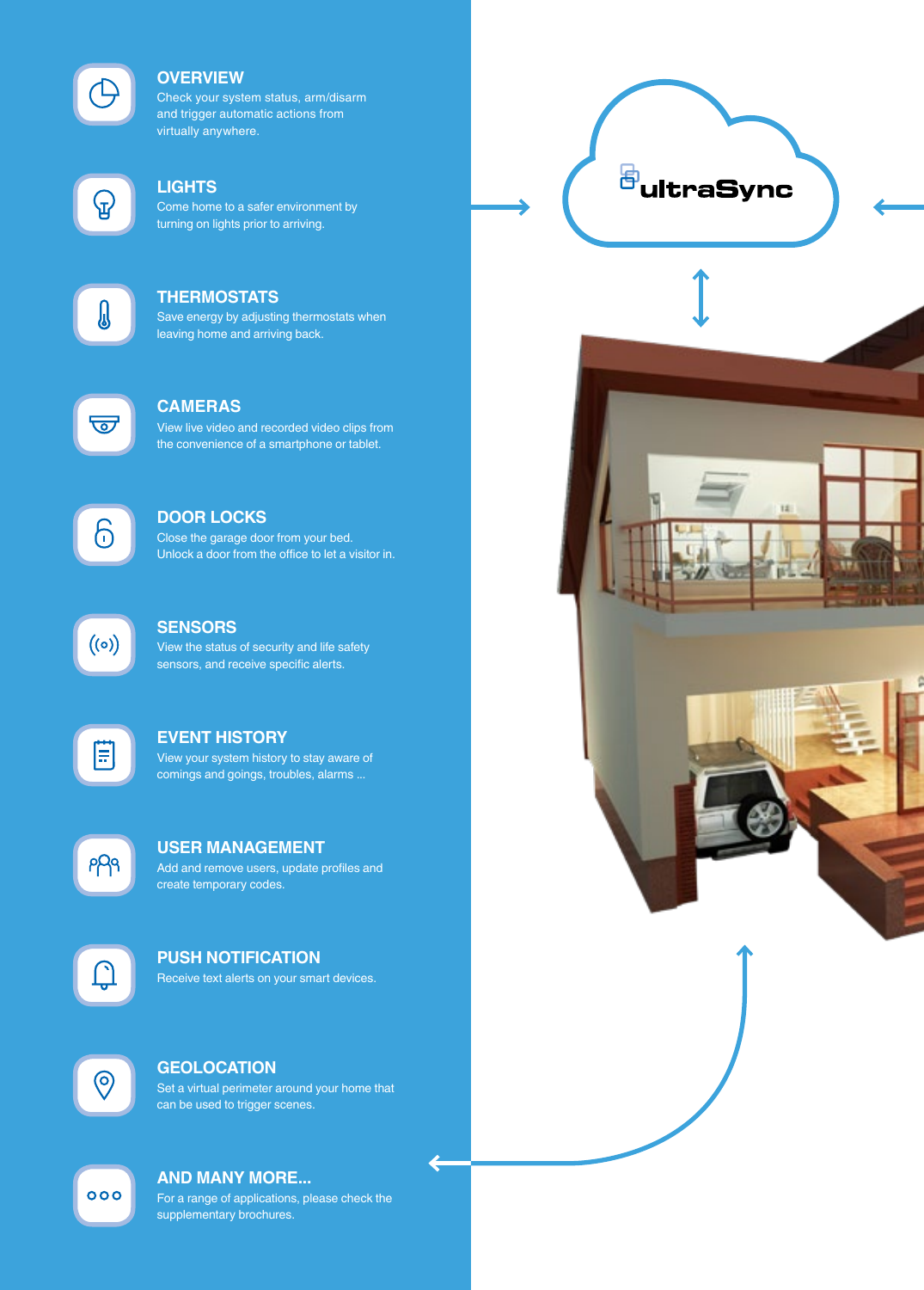## OVERVIEW

Check your system status, arm/disarm and trigger automatic actions from virtually anywhere.

## LIGHTS

Come home to a safer environment by turning on lights prior to arriving.

## THERMOSTATS

Save energy by adjusting thermostats when leaving home and arriving back.

## CAMERAS

View live video and recorded video clips from the convenience of a smartphone or tablet.

## DOOR LOCKS

Close the garage door from your bed. Unlock a door from the office to let a visitor in.

## SENSORS

View the status of security and life safety sensors, and receive specific alerts.

## EVENT HISTORY

View your system history to stay aware of comings and goings, troubles, alarms ...

## USER MANAGEMENT

Add and remove users, update profiles and create temporary codes.

## PUSH NOTIFICATION

Receive text alerts on your smart devices.

## GEOLOCATION

Set a virtual perimeter around your home that can be used to trigger scenes.

## AND MANY MORE...

For a range of applications, please check the supplementary brochures.

ultraSync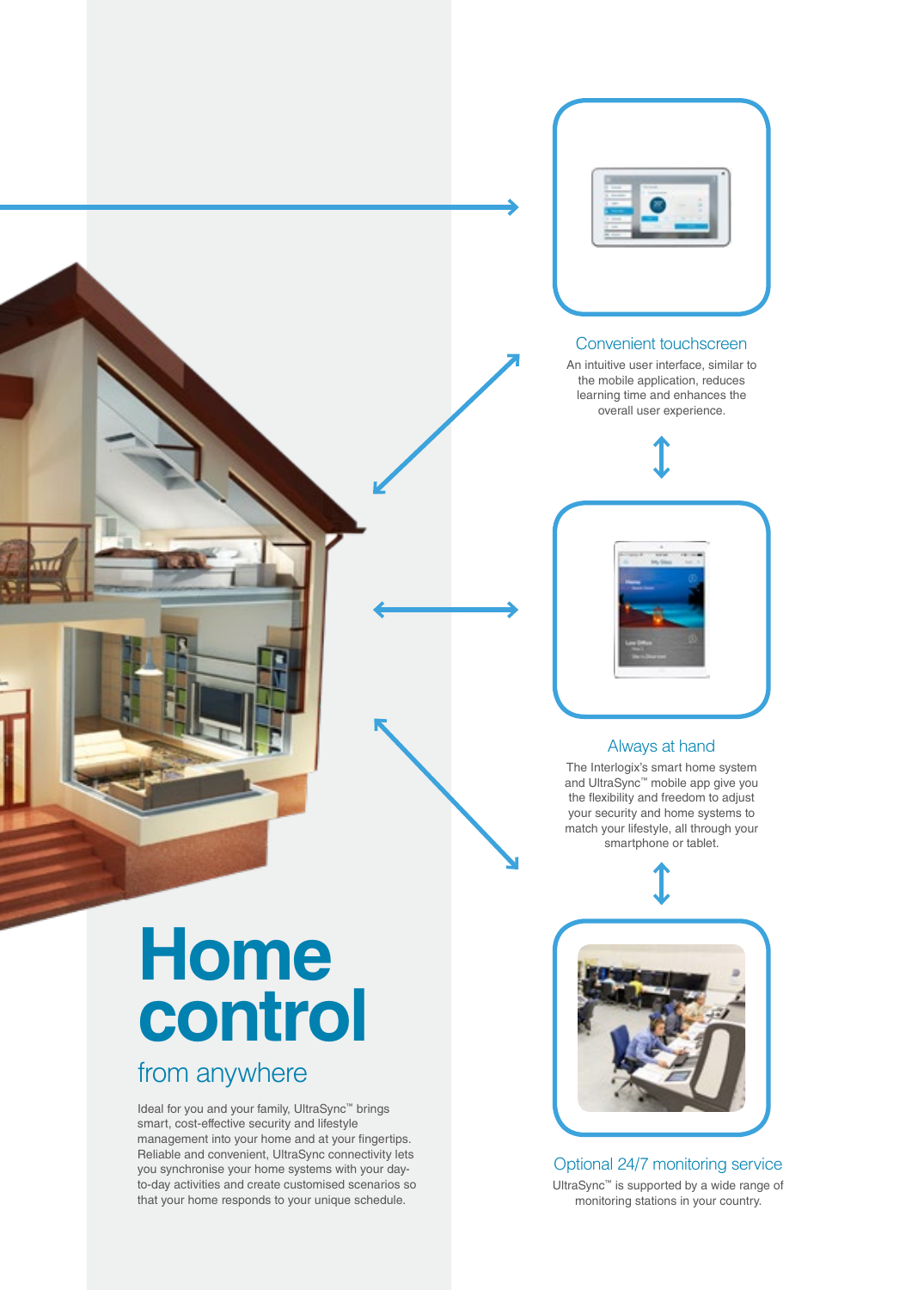# Home control

## from anywhere

Ideal for you and your family, UltraSync™ brings smart, cost-effective security and lifestyle management into your home and at your fingertips. Reliable and convenient, UltraSync connectivity lets you synchronise your home systems with your day-to-day activities and create customised scenarios so that your home responds to your unique schedule.

### Convenient touchscreen

An intuitive user interface, similar to the mobile application, reduces learning time and enhances the overall user experience.

### Always at hand

The Interlogix's smart home system and UltraSync™ mobile app give you the flexibility and freedom to adjust your security and home systems to match your lifestyle, all through your smartphone or tablet.

### Optional 24/7 monitoring service

UltraSync™ is supported by a wide range of monitoring stations in your country.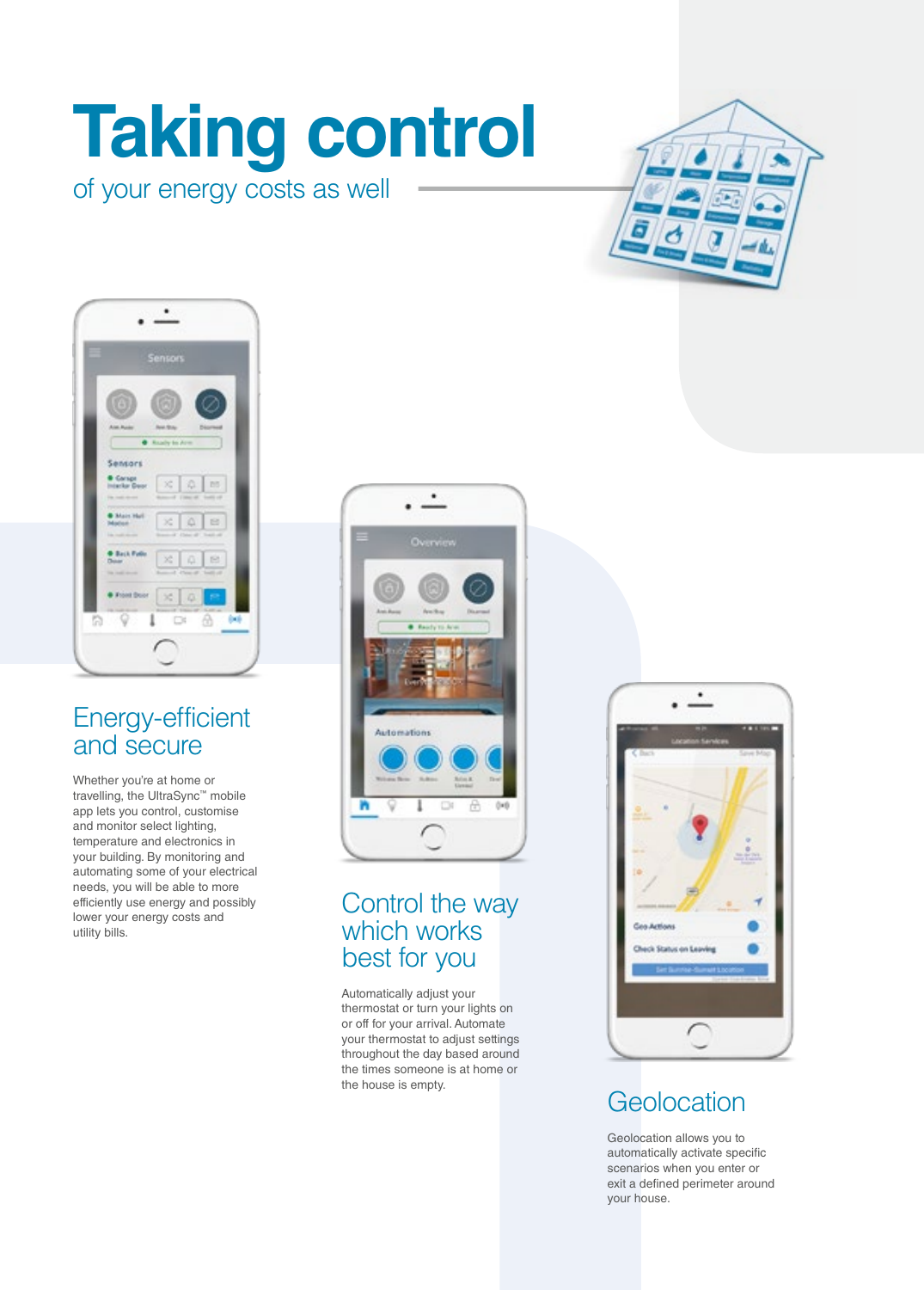# Taking control

of your energy costs as well

## Energy-efficient and secure

Whether you're at home or travelling, the UltraSync™ mobile app lets you control, customise and monitor select lighting, temperature and electronics in your building. By monitoring and automating some of your electrical needs, you will be able to more efficiently use energy and possibly lower your energy costs and utility bills.

## Control the way which works best for you

Automatically adjust your thermostat or turn your lights on or off for your arrival. Automate your thermostat to adjust settings throughout the day based around the times someone is at home or the house is empty.

## Geolocation

Geolocation allows you to automatically activate specific scenarios when you enter or exit a defined perimeter around your house.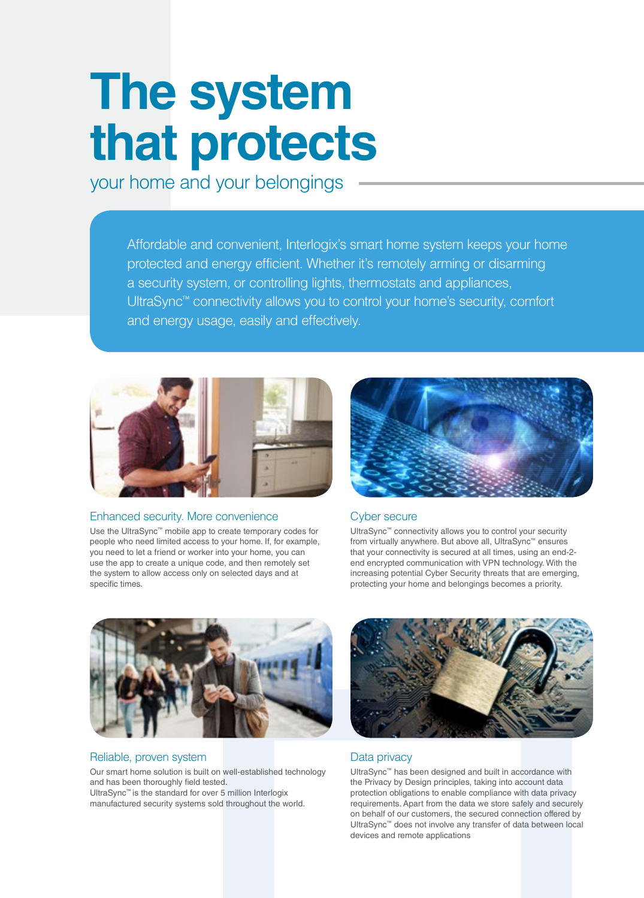# The system that protects

your home and your belongings

Affordable and convenient, Interlogix's smart home system keeps your home protected and energy efficient. Whether it's remotely arming or disarming a security system, or controlling lights, thermostats and appliances, UltraSync™ connectivity allows you to control your home's security, comfort and energy usage, easily and effectively.

## Enhanced security. More convenience

Use the UltraSync™ mobile app to create temporary codes for people who need limited access to your home. If, for example, you need to let a friend or worker into your home, you can use the app to create a unique code, and then remotely set the system to allow access only on selected days and at specific times.

## Cyber secure

UltraSync™ connectivity allows you to control your security from virtually anywhere. But above all, UltraSync™ ensures that your connectivity is secured at all times, using an end-2-end encrypted communication with VPN technology. With the increasing potential Cyber Security threats that are emerging, protecting your home and belongings becomes a priority.

## Reliable, proven system

Our smart home solution is built on well-established technology and has been thoroughly field tested.
UltraSync™ is the standard for over 5 million Interlogix manufactured security systems sold throughout the world.

## Data privacy

UltraSync™ has been designed and built in accordance with the Privacy by Design principles, taking into account data protection obligations to enable compliance with data privacy requirements. Apart from the data we store safely and securely on behalf of our customers, the secured connection offered by UltraSync™ does not involve any transfer of data between local devices and remote applications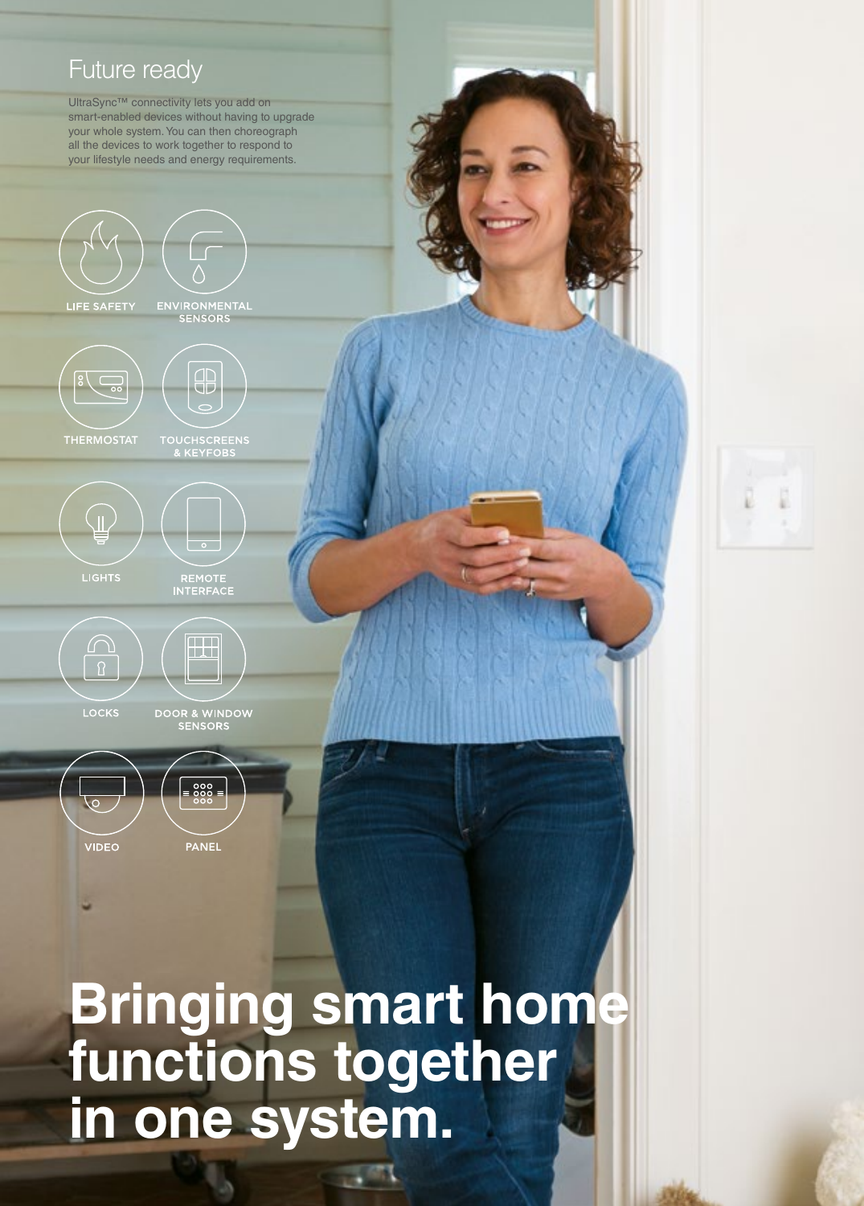## Future ready

UltraSync™ connectivity lets you add on smart-enabled devices without having to upgrade your whole system. You can then choreograph all the devices to work together to respond to your lifestyle needs and energy requirements.

- LIFE SAFETY
- ENVIRONMENTAL SENSORS
- THERMOSTAT
- TOUCHSCREENS & KEYFOBS
- LIGHTS
- REMOTE INTERFACE
- LOCKS
- DOOR & WINDOW SENSORS
- VIDEO
- PANEL

# Bringing smart home functions together in one system.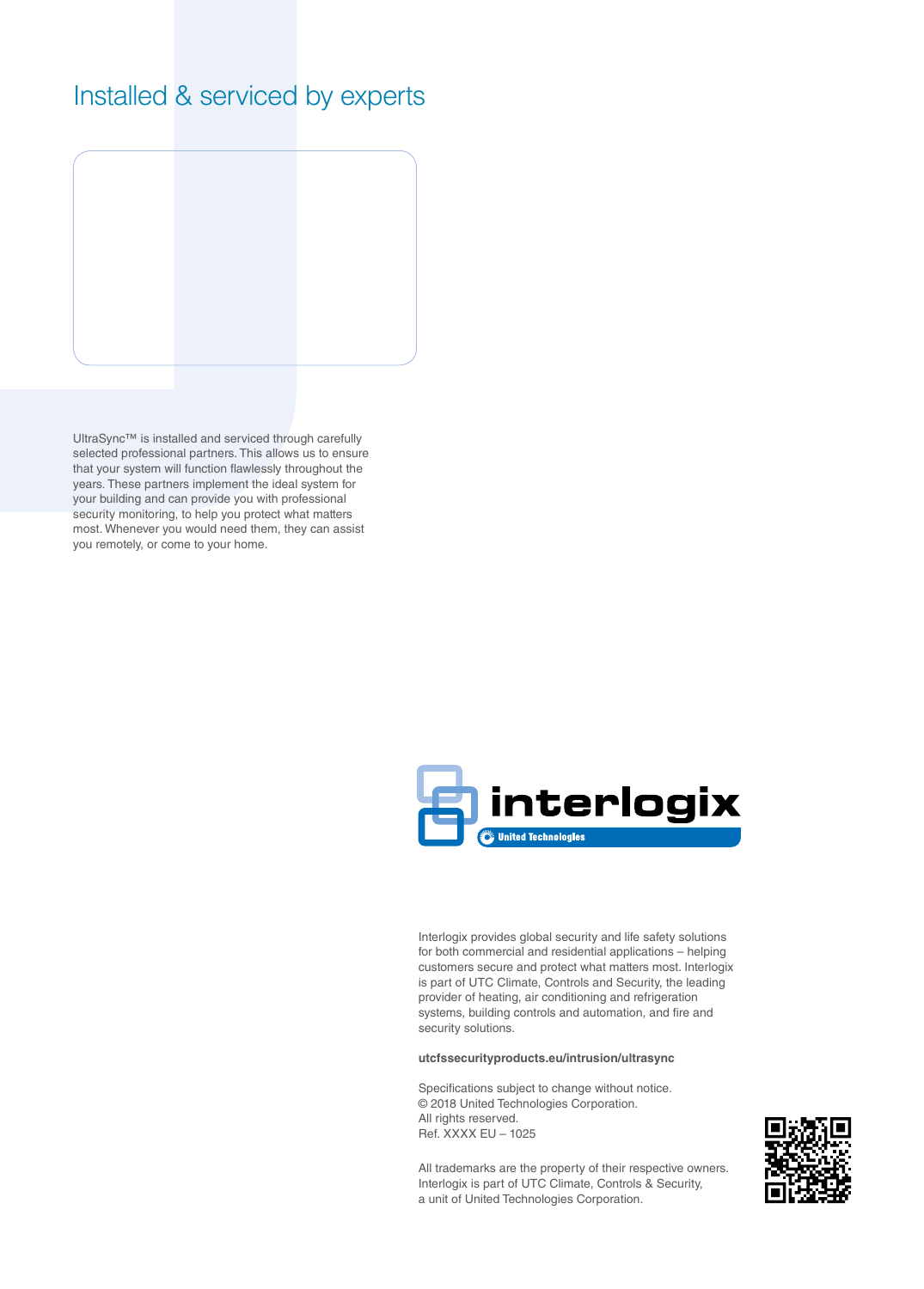# Installed & serviced by experts

UltraSync™ is installed and serviced through carefully selected professional partners. This allows us to ensure that your system will function flawlessly throughout the years. These partners implement the ideal system for your building and can provide you with professional security monitoring, to help you protect what matters most. Whenever you would need them, they can assist you remotely, or come to your home.

interlogix

United Technologies

Interlogix provides global security and life safety solutions for both commercial and residential applications – helping customers secure and protect what matters most. Interlogix is part of UTC Climate, Controls and Security, the leading provider of heating, air conditioning and refrigeration systems, building controls and automation, and fire and security solutions.

**utcfssecurityproducts.eu/intrusion/ultrasync**

Specifications subject to change without notice.
© 2018 United Technologies Corporation.
All rights reserved.
Ref. XXXX EU – 1025

All trademarks are the property of their respective owners.
Interlogix is part of UTC Climate, Controls & Security, a unit of United Technologies Corporation.